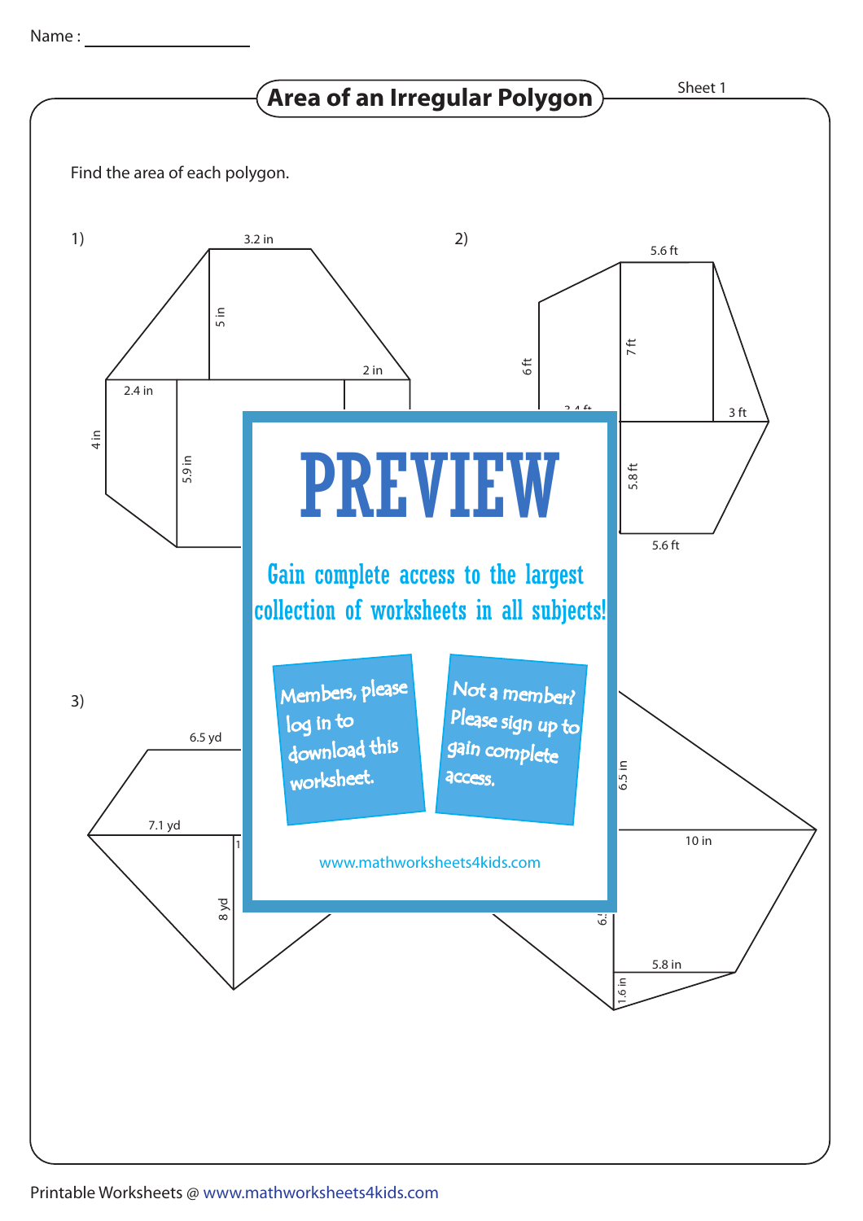Name : ________________

# Area of an Irregular Polygon

Sheet 1

Find the area of each polygon.

1)

3.2 in

5 in

2 in

2.4 in

4 in

5.9 in

2)

5.6 ft

7 ft

6 ft

3.4 ft

3 ft

5.8 ft

5.6 ft

**PREVIEW**

Gain complete access to the largest collection of worksheets in all subjects!

Members, please log in to download this worksheet.

Not a member? Please sign up to gain complete access.

www.mathworksheets4kids.com

3)

6.5 yd

7.1 yd

1

8 yd

6.5 in

10 in

6.

5.8 in

1.6 in

Printable Worksheets @ www.mathworksheets4kids.com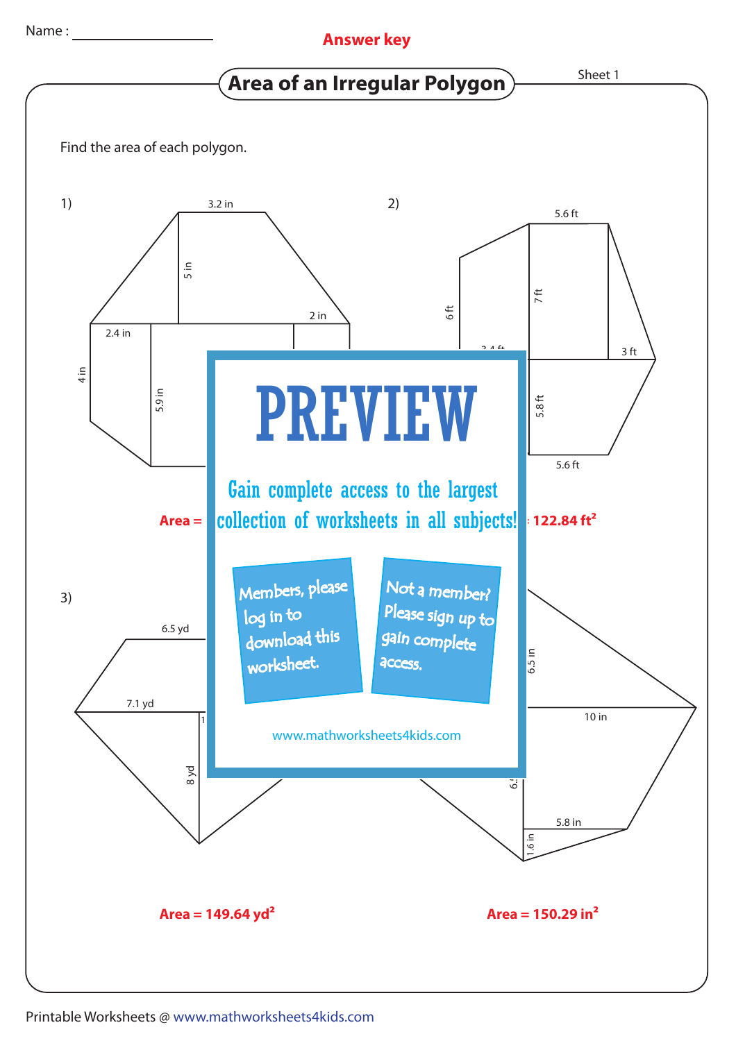Name : ______________

**Answer key**

# Area of an Irregular Polygon

Sheet 1

Find the area of each polygon.

1)

3.2 in

5 in

2 in

2.4 in

4 in

5.9 in

Area =

2)

5.6 ft

6 ft

7 ft

3.4 ft

3 ft

5.8 ft

5.6 ft

Area = 122.84 ft²

# PREVIEW

Gain complete access to the largest collection of worksheets in all subjects!

Members, please log in to download this worksheet.

Not a member? Please sign up to gain complete access.

www.mathworksheets4kids.com

3)

6.5 yd

7.1 yd

8 yd

Area = 149.64 yd²

4)

6.5 in

10 in

5.8 in

1.6 in

Area = 150.29 in²

Printable Worksheets @ www.mathworksheets4kids.com